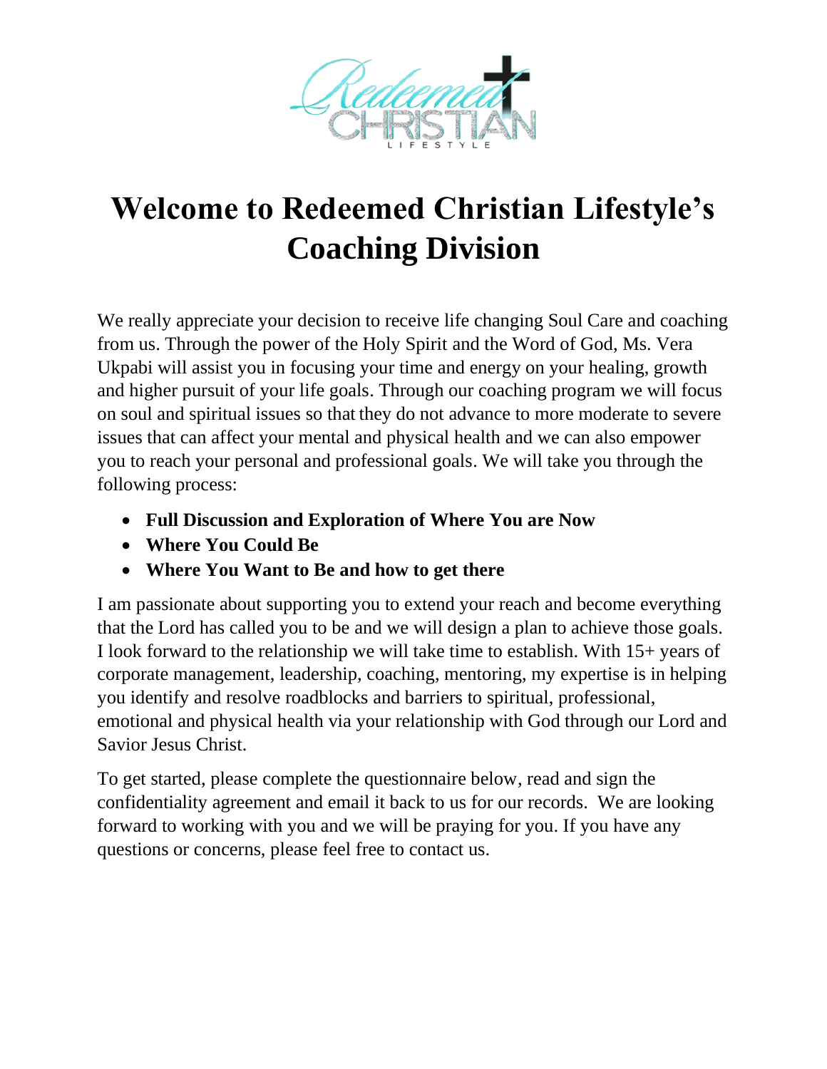# Welcome to Redeemed Christian Lifestyle's Coaching Division

We really appreciate your decision to receive life changing Soul Care and coaching from us. Through the power of the Holy Spirit and the Word of God, Ms. Vera Ukpabi will assist you in focusing your time and energy on your healing, growth and higher pursuit of your life goals. Through our coaching program we will focus on soul and spiritual issues so that they do not advance to more moderate to severe issues that can affect your mental and physical health and we can also empower you to reach your personal and professional goals. We will take you through the following process:

- **Full Discussion and Exploration of Where You are Now**
- **Where You Could Be**
- **Where You Want to Be and how to get there**

I am passionate about supporting you to extend your reach and become everything that the Lord has called you to be and we will design a plan to achieve those goals. I look forward to the relationship we will take time to establish. With 15+ years of corporate management, leadership, coaching, mentoring, my expertise is in helping you identify and resolve roadblocks and barriers to spiritual, professional, emotional and physical health via your relationship with God through our Lord and Savior Jesus Christ.

To get started, please complete the questionnaire below, read and sign the confidentiality agreement and email it back to us for our records. We are looking forward to working with you and we will be praying for you. If you have any questions or concerns, please feel free to contact us.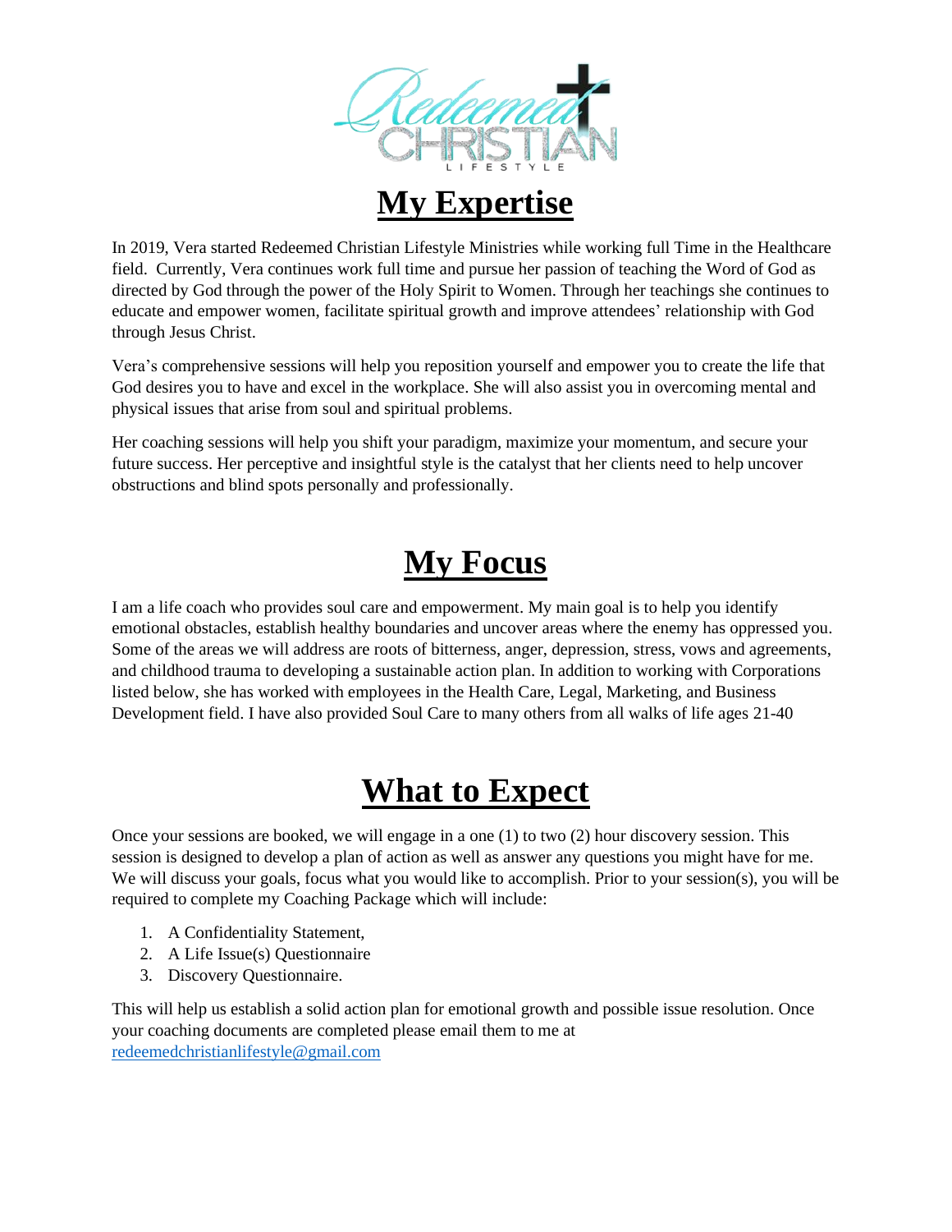# My Expertise

In 2019, Vera started Redeemed Christian Lifestyle Ministries while working full Time in the Healthcare field. Currently, Vera continues work full time and pursue her passion of teaching the Word of God as directed by God through the power of the Holy Spirit to Women. Through her teachings she continues to educate and empower women, facilitate spiritual growth and improve attendees' relationship with God through Jesus Christ.

Vera's comprehensive sessions will help you reposition yourself and empower you to create the life that God desires you to have and excel in the workplace. She will also assist you in overcoming mental and physical issues that arise from soul and spiritual problems.

Her coaching sessions will help you shift your paradigm, maximize your momentum, and secure your future success. Her perceptive and insightful style is the catalyst that her clients need to help uncover obstructions and blind spots personally and professionally.

# My Focus

I am a life coach who provides soul care and empowerment. My main goal is to help you identify emotional obstacles, establish healthy boundaries and uncover areas where the enemy has oppressed you. Some of the areas we will address are roots of bitterness, anger, depression, stress, vows and agreements, and childhood trauma to developing a sustainable action plan. In addition to working with Corporations listed below, she has worked with employees in the Health Care, Legal, Marketing, and Business Development field. I have also provided Soul Care to many others from all walks of life ages 21-40

# What to Expect

Once your sessions are booked, we will engage in a one (1) to two (2) hour discovery session. This session is designed to develop a plan of action as well as answer any questions you might have for me. We will discuss your goals, focus what you would like to accomplish. Prior to your session(s), you will be required to complete my Coaching Package which will include:

1. A Confidentiality Statement,
2. A Life Issue(s) Questionnaire
3. Discovery Questionnaire.

This will help us establish a solid action plan for emotional growth and possible issue resolution. Once your coaching documents are completed please email them to me at redeemedchristianlifestyle@gmail.com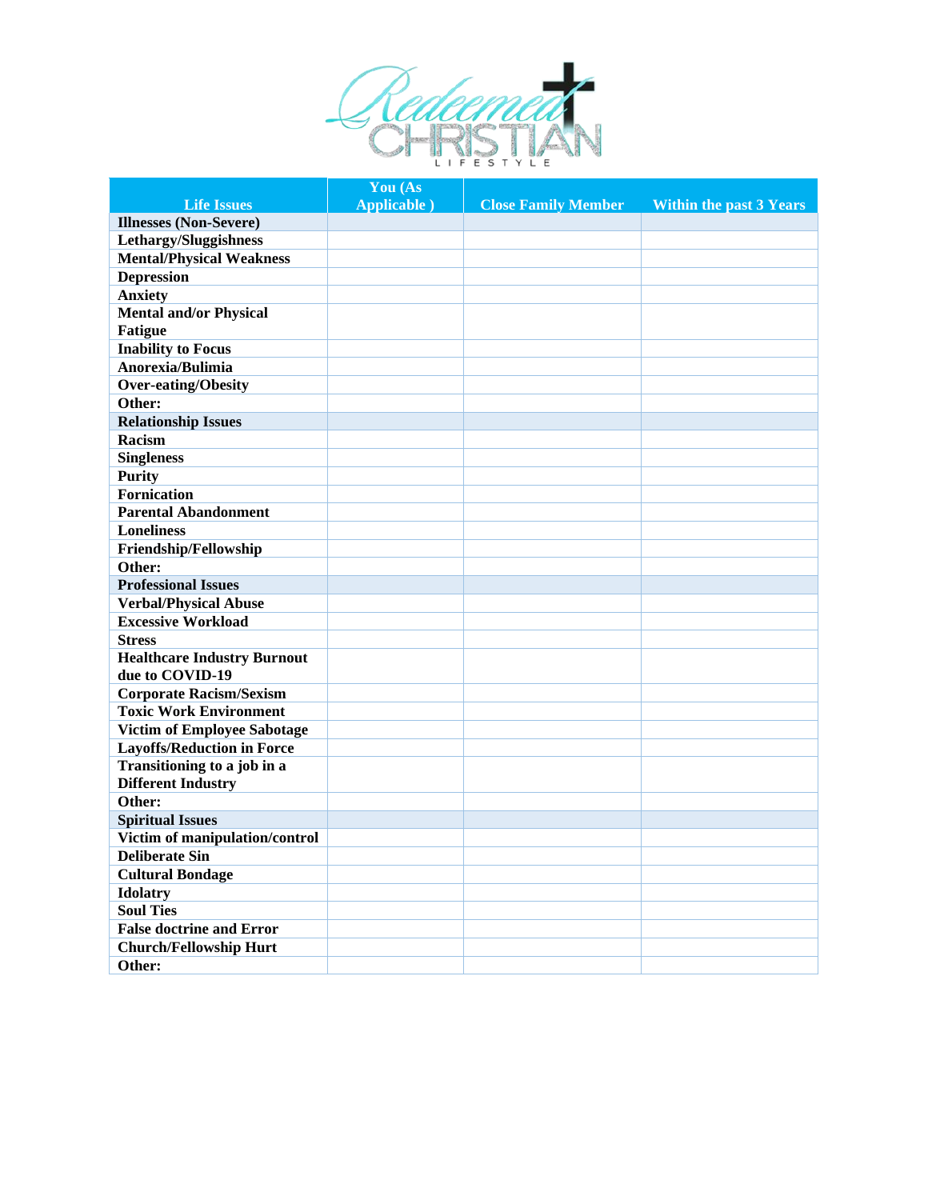| Life Issues | You (As Applicable ) | Close Family Member | Within the past 3 Years |
|---|---|---|---|
| **Illnesses (Non-Severe)** | | | |
| **Lethargy/Sluggishness** | | | |
| **Mental/Physical Weakness** | | | |
| **Depression** | | | |
| **Anxiety** | | | |
| **Mental and/or Physical Fatigue** | | | |
| **Inability to Focus** | | | |
| **Anorexia/Bulimia** | | | |
| **Over-eating/Obesity** | | | |
| **Other:** | | | |
| **Relationship Issues** | | | |
| **Racism** | | | |
| **Singleness** | | | |
| **Purity** | | | |
| **Fornication** | | | |
| **Parental Abandonment** | | | |
| **Loneliness** | | | |
| **Friendship/Fellowship** | | | |
| **Other:** | | | |
| **Professional Issues** | | | |
| **Verbal/Physical Abuse** | | | |
| **Excessive Workload** | | | |
| **Stress** | | | |
| **Healthcare Industry Burnout due to COVID-19** | | | |
| **Corporate Racism/Sexism** | | | |
| **Toxic Work Environment** | | | |
| **Victim of Employee Sabotage** | | | |
| **Layoffs/Reduction in Force** | | | |
| **Transitioning to a job in a Different Industry** | | | |
| **Other:** | | | |
| **Spiritual Issues** | | | |
| **Victim of manipulation/control** | | | |
| **Deliberate Sin** | | | |
| **Cultural Bondage** | | | |
| **Idolatry** | | | |
| **Soul Ties** | | | |
| **False doctrine and Error** | | | |
| **Church/Fellowship Hurt** | | | |
| **Other:** | | | |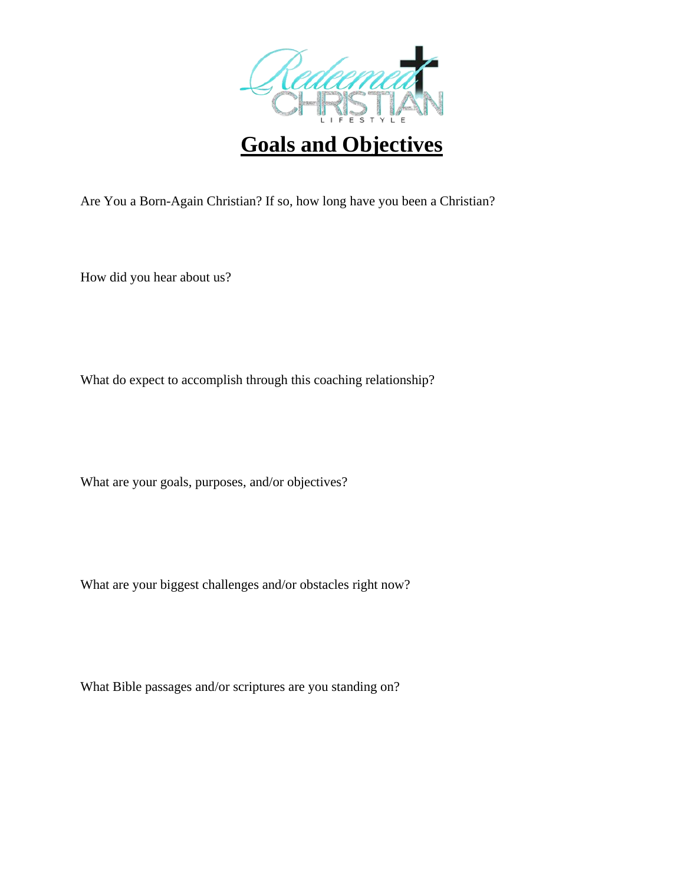# Goals and Objectives

Are You a Born-Again Christian? If so, how long have you been a Christian?

How did you hear about us?

What do expect to accomplish through this coaching relationship?

What are your goals, purposes, and/or objectives?

What are your biggest challenges and/or obstacles right now?

What Bible passages and/or scriptures are you standing on?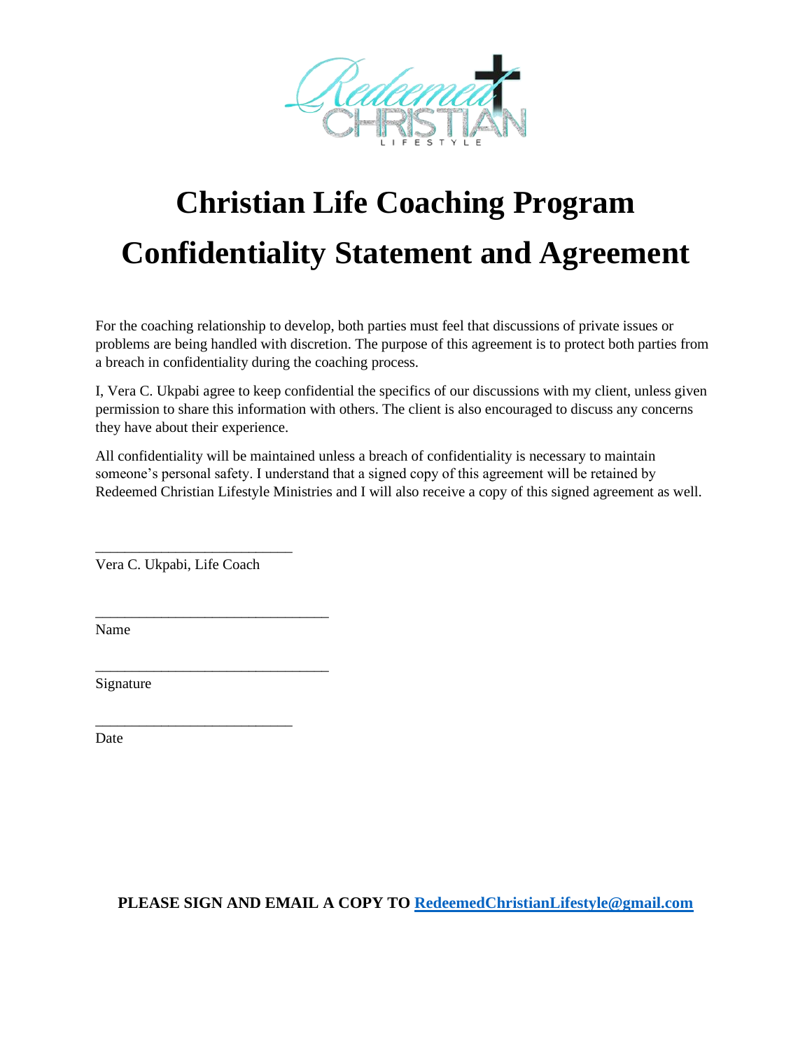# Christian Life Coaching Program
# Confidentiality Statement and Agreement

For the coaching relationship to develop, both parties must feel that discussions of private issues or problems are being handled with discretion. The purpose of this agreement is to protect both parties from a breach in confidentiality during the coaching process.

I, Vera C. Ukpabi agree to keep confidential the specifics of our discussions with my client, unless given permission to share this information with others. The client is also encouraged to discuss any concerns they have about their experience.

All confidentiality will be maintained unless a breach of confidentiality is necessary to maintain someone's personal safety. I understand that a signed copy of this agreement will be retained by Redeemed Christian Lifestyle Ministries and I will also receive a copy of this signed agreement as well.

___________________________
Vera C. Ukpabi, Life Coach

________________________________
Name

________________________________
Signature

___________________________
Date

**PLEASE SIGN AND EMAIL A COPY TO RedeemedChristianLifestyle@gmail.com**